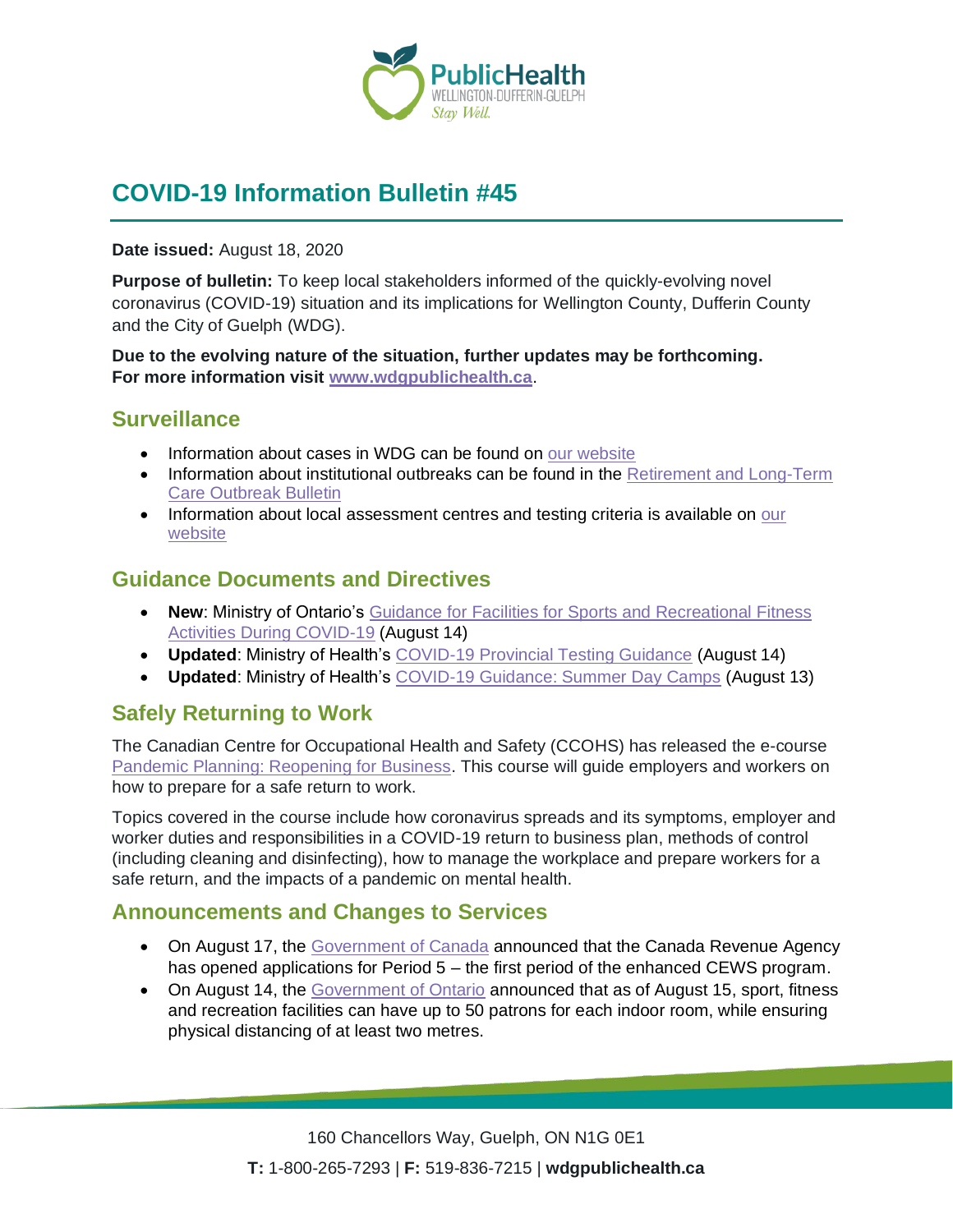# COVID-19 Information Bulletin #45

**Date issued:** August 18, 2020

**Purpose of bulletin:** To keep local stakeholders informed of the quickly-evolving novel coronavirus (COVID-19) situation and its implications for Wellington County, Dufferin County and the City of Guelph (WDG).

**Due to the evolving nature of the situation, further updates may be forthcoming. For more information visit www.wdgpublichealth.ca.**

## Surveillance

- Information about cases in WDG can be found on our website
- Information about institutional outbreaks can be found in the Retirement and Long-Term Care Outbreak Bulletin
- Information about local assessment centres and testing criteria is available on our website

## Guidance Documents and Directives

- **New**: Ministry of Ontario's Guidance for Facilities for Sports and Recreational Fitness Activities During COVID-19 (August 14)
- **Updated**: Ministry of Health's COVID-19 Provincial Testing Guidance (August 14)
- **Updated**: Ministry of Health's COVID-19 Guidance: Summer Day Camps (August 13)

## Safely Returning to Work

The Canadian Centre for Occupational Health and Safety (CCOHS) has released the e-course Pandemic Planning: Reopening for Business. This course will guide employers and workers on how to prepare for a safe return to work.

Topics covered in the course include how coronavirus spreads and its symptoms, employer and worker duties and responsibilities in a COVID-19 return to business plan, methods of control (including cleaning and disinfecting), how to manage the workplace and prepare workers for a safe return, and the impacts of a pandemic on mental health.

## Announcements and Changes to Services

- On August 17, the Government of Canada announced that the Canada Revenue Agency has opened applications for Period 5 – the first period of the enhanced CEWS program.
- On August 14, the Government of Ontario announced that as of August 15, sport, fitness and recreation facilities can have up to 50 patrons for each indoor room, while ensuring physical distancing of at least two metres.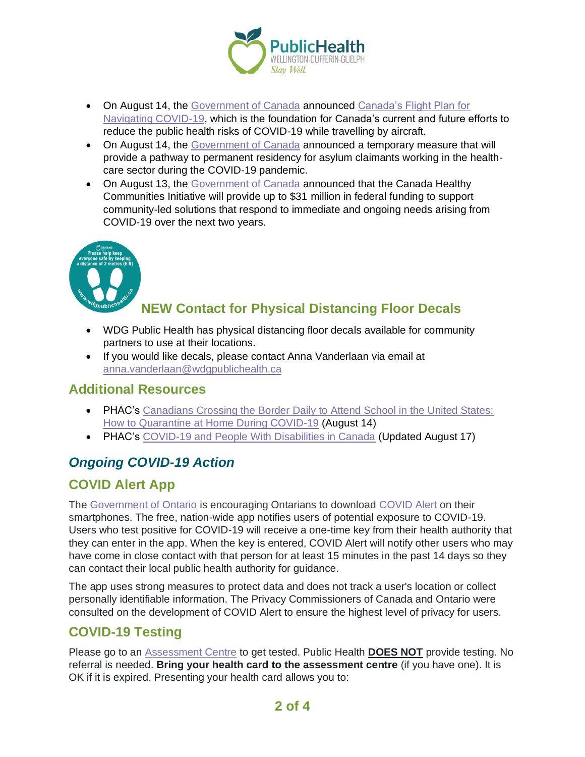- On August 14, the Government of Canada announced Canada's Flight Plan for Navigating COVID-19, which is the foundation for Canada's current and future efforts to reduce the public health risks of COVID-19 while travelling by aircraft.
- On August 14, the Government of Canada announced a temporary measure that will provide a pathway to permanent residency for asylum claimants working in the health-care sector during the COVID-19 pandemic.
- On August 13, the Government of Canada announced that the Canada Healthy Communities Initiative will provide up to $31 million in federal funding to support community-led solutions that respond to immediate and ongoing needs arising from COVID-19 over the next two years.

## NEW Contact for Physical Distancing Floor Decals

- WDG Public Health has physical distancing floor decals available for community partners to use at their locations.
- If you would like decals, please contact Anna Vanderlaan via email at anna.vanderlaan@wdgpublichealth.ca

## Additional Resources

- PHAC's Canadians Crossing the Border Daily to Attend School in the United States: How to Quarantine at Home During COVID-19 (August 14)
- PHAC's COVID-19 and People With Disabilities in Canada (Updated August 17)

## *Ongoing COVID-19 Action*

## COVID Alert App

The Government of Ontario is encouraging Ontarians to download COVID Alert on their smartphones. The free, nation-wide app notifies users of potential exposure to COVID-19. Users who test positive for COVID-19 will receive a one-time key from their health authority that they can enter in the app. When the key is entered, COVID Alert will notify other users who may have come in close contact with that person for at least 15 minutes in the past 14 days so they can contact their local public health authority for guidance.

The app uses strong measures to protect data and does not track a user's location or collect personally identifiable information. The Privacy Commissioners of Canada and Ontario were consulted on the development of COVID Alert to ensure the highest level of privacy for users.

## COVID-19 Testing

Please go to an Assessment Centre to get tested. Public Health **DOES NOT** provide testing. No referral is needed. **Bring your health card to the assessment centre** (if you have one). It is OK if it is expired. Presenting your health card allows you to: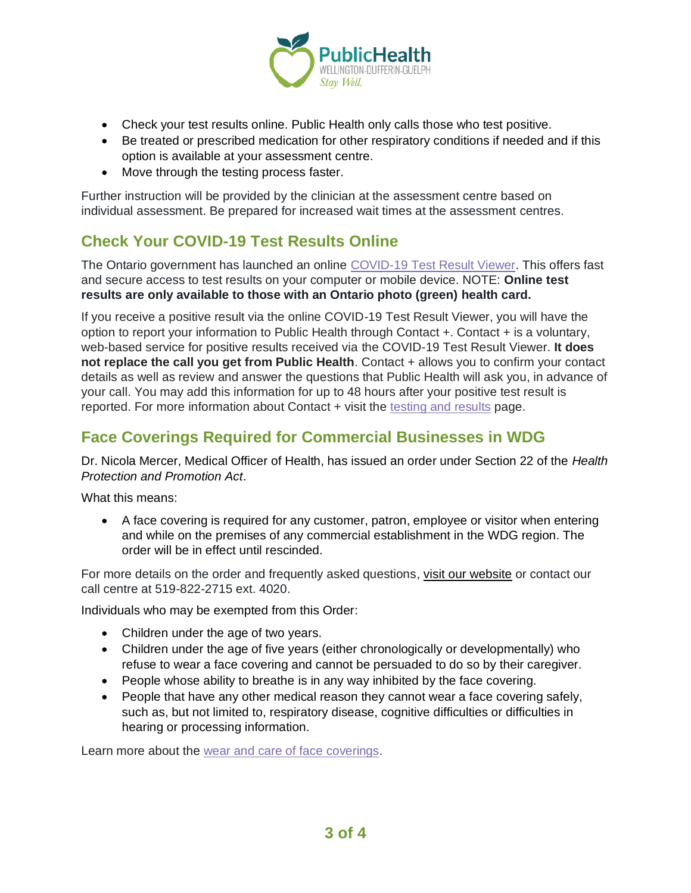- Check your test results online. Public Health only calls those who test positive.
- Be treated or prescribed medication for other respiratory conditions if needed and if this option is available at your assessment centre.
- Move through the testing process faster.

Further instruction will be provided by the clinician at the assessment centre based on individual assessment. Be prepared for increased wait times at the assessment centres.

## Check Your COVID-19 Test Results Online

The Ontario government has launched an online COVID-19 Test Result Viewer. This offers fast and secure access to test results on your computer or mobile device. NOTE: **Online test results are only available to those with an Ontario photo (green) health card.**

If you receive a positive result via the online COVID-19 Test Result Viewer, you will have the option to report your information to Public Health through Contact +. Contact + is a voluntary, web-based service for positive results received via the COVID-19 Test Result Viewer. **It does not replace the call you get from Public Health**. Contact + allows you to confirm your contact details as well as review and answer the questions that Public Health will ask you, in advance of your call. You may add this information for up to 48 hours after your positive test result is reported. For more information about Contact + visit the testing and results page.

## Face Coverings Required for Commercial Businesses in WDG

Dr. Nicola Mercer, Medical Officer of Health, has issued an order under Section 22 of the *Health Protection and Promotion Act*.

What this means:

- A face covering is required for any customer, patron, employee or visitor when entering and while on the premises of any commercial establishment in the WDG region. The order will be in effect until rescinded.

For more details on the order and frequently asked questions, visit our website or contact our call centre at 519-822-2715 ext. 4020.

Individuals who may be exempted from this Order:

- Children under the age of two years.
- Children under the age of five years (either chronologically or developmentally) who refuse to wear a face covering and cannot be persuaded to do so by their caregiver.
- People whose ability to breathe is in any way inhibited by the face covering.
- People that have any other medical reason they cannot wear a face covering safely, such as, but not limited to, respiratory disease, cognitive difficulties or difficulties in hearing or processing information.

Learn more about the wear and care of face coverings.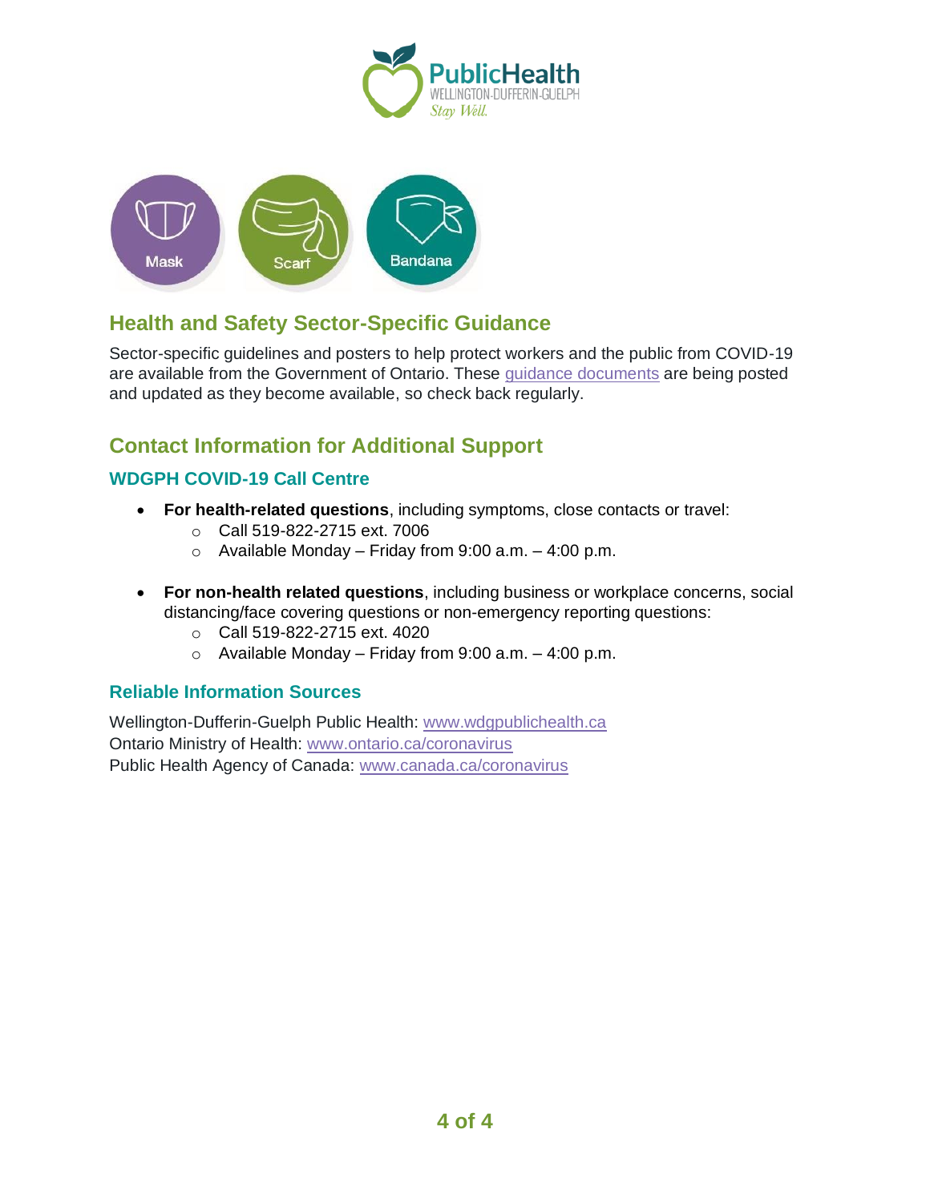## Health and Safety Sector-Specific Guidance

Sector-specific guidelines and posters to help protect workers and the public from COVID-19 are available from the Government of Ontario. These guidance documents are being posted and updated as they become available, so check back regularly.

## Contact Information for Additional Support

### WDGPH COVID-19 Call Centre

- **For health-related questions**, including symptoms, close contacts or travel:
  - Call 519-822-2715 ext. 7006
  - Available Monday – Friday from 9:00 a.m. – 4:00 p.m.

- **For non-health related questions**, including business or workplace concerns, social distancing/face covering questions or non-emergency reporting questions:
  - Call 519-822-2715 ext. 4020
  - Available Monday – Friday from 9:00 a.m. – 4:00 p.m.

### Reliable Information Sources

Wellington-Dufferin-Guelph Public Health: www.wdgpublichealth.ca
Ontario Ministry of Health: www.ontario.ca/coronavirus
Public Health Agency of Canada: www.canada.ca/coronavirus